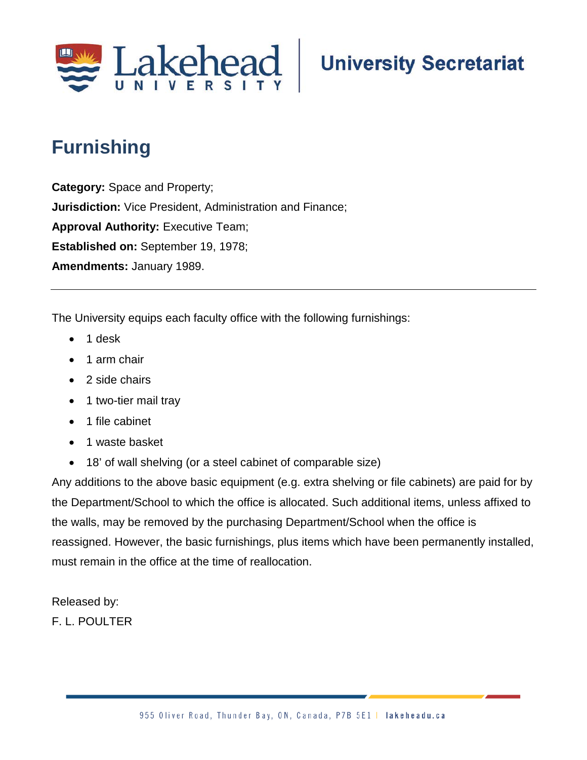# Furnishing

**Category:** Space and Property;

**Jurisdiction:** Vice President, Administration and Finance;

**Approval Authority:** Executive Team;

**Established on:** September 19, 1978;

**Amendments:** January 1989.

---

The University equips each faculty office with the following furnishings:

- 1 desk
- 1 arm chair
- 2 side chairs
- 1 two-tier mail tray
- 1 file cabinet
- 1 waste basket
- 18' of wall shelving (or a steel cabinet of comparable size)

Any additions to the above basic equipment (e.g. extra shelving or file cabinets) are paid for by the Department/School to which the office is allocated. Such additional items, unless affixed to the walls, may be removed by the purchasing Department/School when the office is reassigned. However, the basic furnishings, plus items which have been permanently installed, must remain in the office at the time of reallocation.

Released by:
F. L. POULTER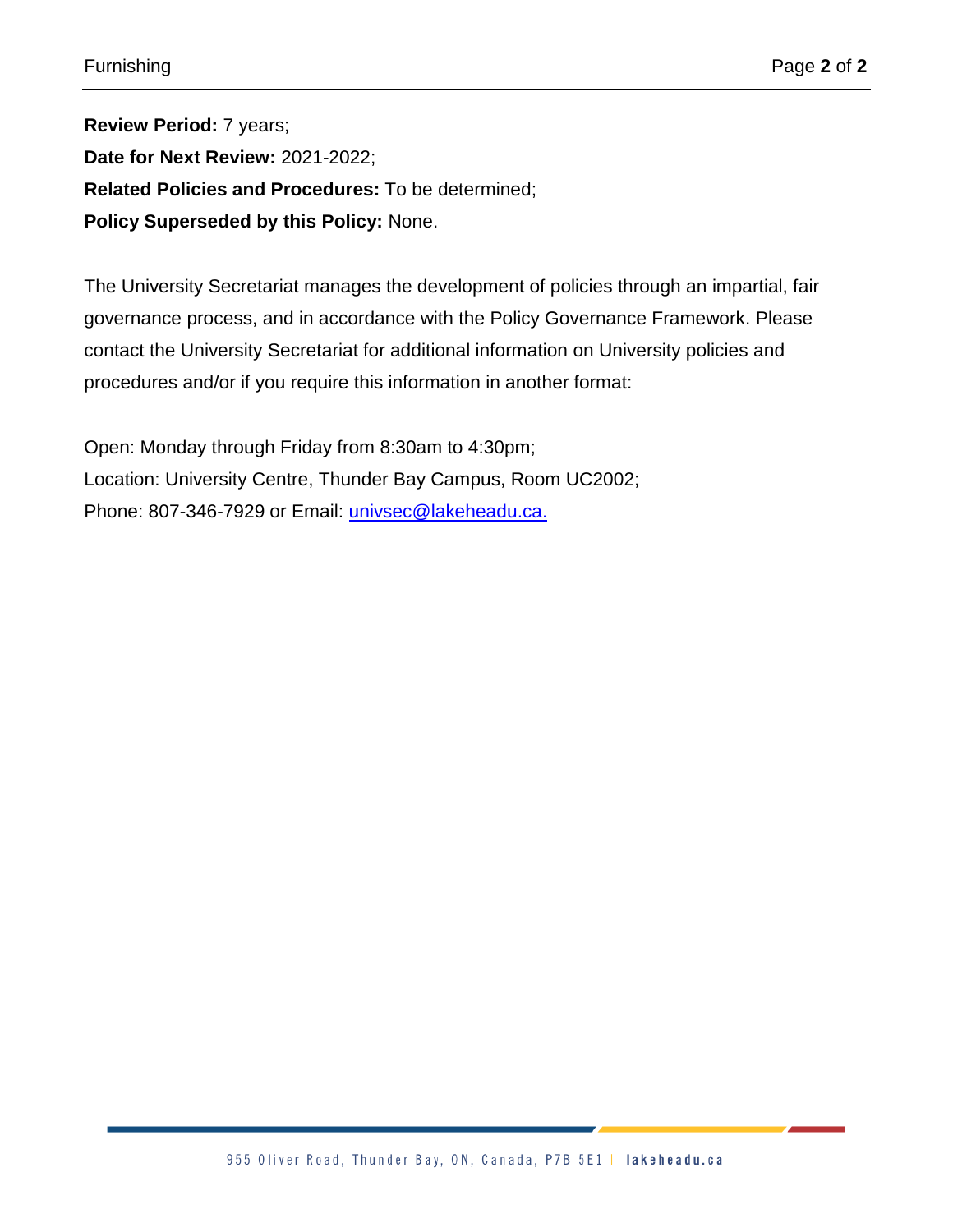**Review Period:** 7 years;
**Date for Next Review:** 2021-2022;
**Related Policies and Procedures:** To be determined;
**Policy Superseded by this Policy:** None.

The University Secretariat manages the development of policies through an impartial, fair governance process, and in accordance with the Policy Governance Framework. Please contact the University Secretariat for additional information on University policies and procedures and/or if you require this information in another format:

Open: Monday through Friday from 8:30am to 4:30pm;
Location: University Centre, Thunder Bay Campus, Room UC2002;
Phone: 807-346-7929 or Email: univsec@lakeheadu.ca.